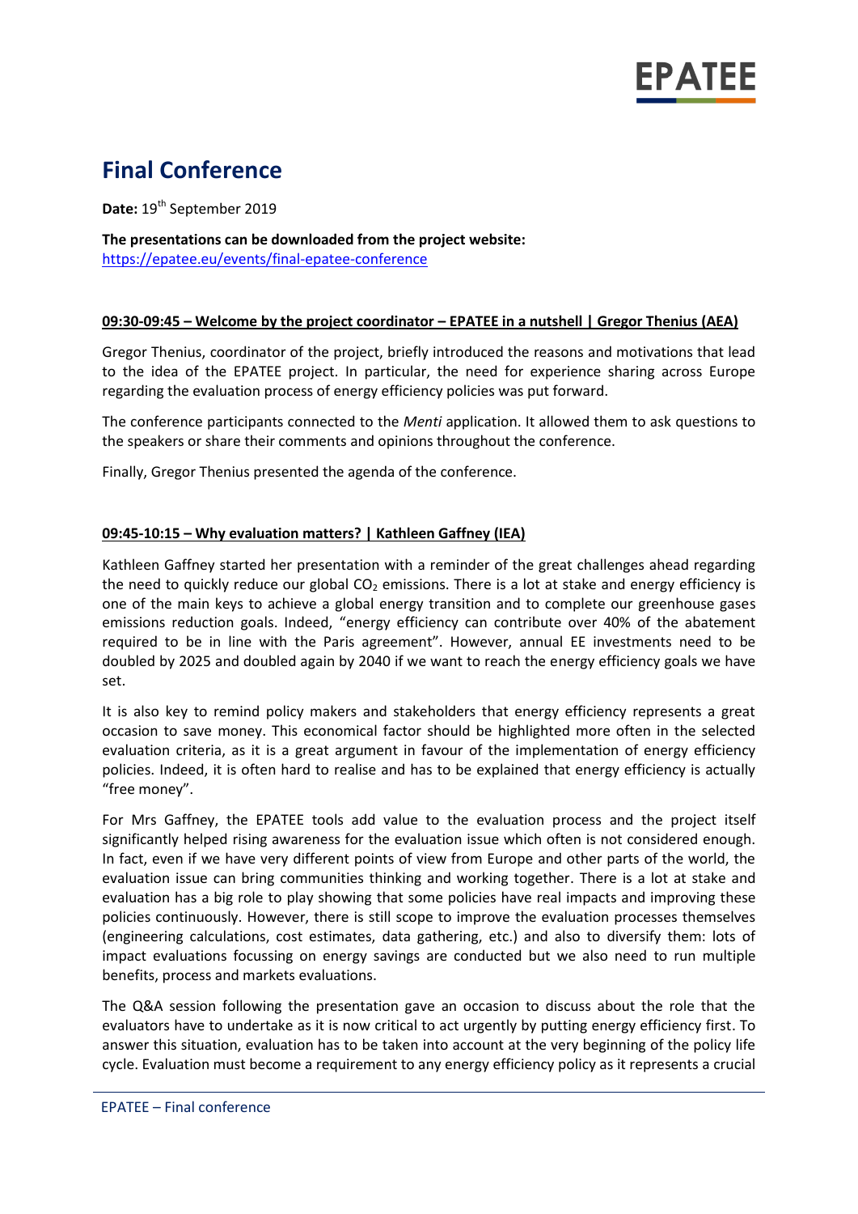# Final Conference

**Date:** 19th September 2019

**The presentations can be downloaded from the project website:**
https://epatee.eu/events/final-epatee-conference

**09:30-09:45 – Welcome by the project coordinator – EPATEE in a nutshell | Gregor Thenius (AEA)**

Gregor Thenius, coordinator of the project, briefly introduced the reasons and motivations that lead to the idea of the EPATEE project. In particular, the need for experience sharing across Europe regarding the evaluation process of energy efficiency policies was put forward.

The conference participants connected to the *Menti* application. It allowed them to ask questions to the speakers or share their comments and opinions throughout the conference.

Finally, Gregor Thenius presented the agenda of the conference.

**09:45-10:15 – Why evaluation matters? | Kathleen Gaffney (IEA)**

Kathleen Gaffney started her presentation with a reminder of the great challenges ahead regarding the need to quickly reduce our global $CO_2$ emissions. There is a lot at stake and energy efficiency is one of the main keys to achieve a global energy transition and to complete our greenhouse gases emissions reduction goals. Indeed, "energy efficiency can contribute over 40% of the abatement required to be in line with the Paris agreement". However, annual EE investments need to be doubled by 2025 and doubled again by 2040 if we want to reach the energy efficiency goals we have set.

It is also key to remind policy makers and stakeholders that energy efficiency represents a great occasion to save money. This economical factor should be highlighted more often in the selected evaluation criteria, as it is a great argument in favour of the implementation of energy efficiency policies. Indeed, it is often hard to realise and has to be explained that energy efficiency is actually "free money".

For Mrs Gaffney, the EPATEE tools add value to the evaluation process and the project itself significantly helped rising awareness for the evaluation issue which often is not considered enough. In fact, even if we have very different points of view from Europe and other parts of the world, the evaluation issue can bring communities thinking and working together. There is a lot at stake and evaluation has a big role to play showing that some policies have real impacts and improving these policies continuously. However, there is still scope to improve the evaluation processes themselves (engineering calculations, cost estimates, data gathering, etc.) and also to diversify them: lots of impact evaluations focussing on energy savings are conducted but we also need to run multiple benefits, process and markets evaluations.

The Q&A session following the presentation gave an occasion to discuss about the role that the evaluators have to undertake as it is now critical to act urgently by putting energy efficiency first. To answer this situation, evaluation has to be taken into account at the very beginning of the policy life cycle. Evaluation must become a requirement to any energy efficiency policy as it represents a crucial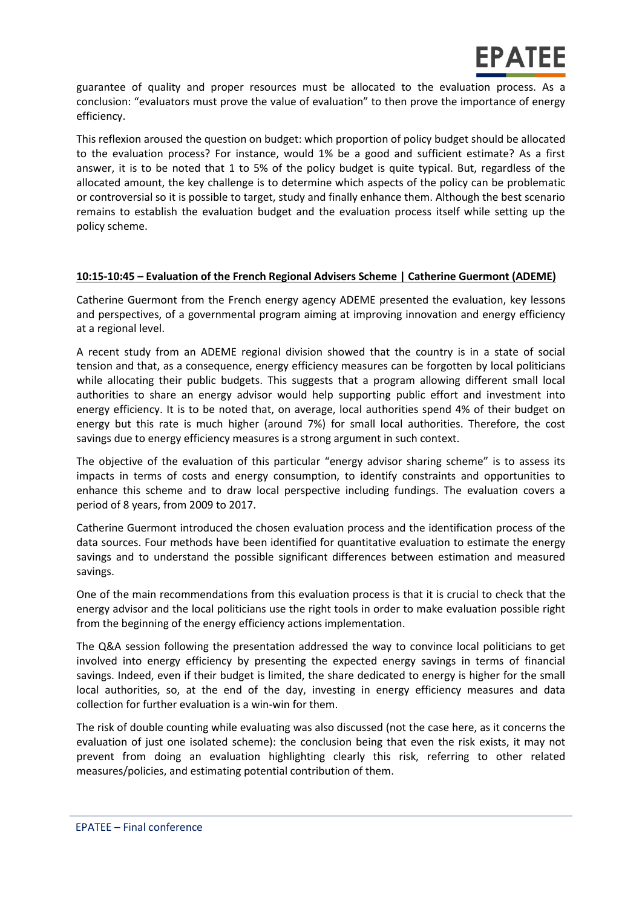guarantee of quality and proper resources must be allocated to the evaluation process. As a conclusion: "evaluators must prove the value of evaluation" to then prove the importance of energy efficiency.

This reflexion aroused the question on budget: which proportion of policy budget should be allocated to the evaluation process? For instance, would 1% be a good and sufficient estimate? As a first answer, it is to be noted that 1 to 5% of the policy budget is quite typical. But, regardless of the allocated amount, the key challenge is to determine which aspects of the policy can be problematic or controversial so it is possible to target, study and finally enhance them. Although the best scenario remains to establish the evaluation budget and the evaluation process itself while setting up the policy scheme.

**10:15-10:45 – Evaluation of the French Regional Advisers Scheme | Catherine Guermont (ADEME)**

Catherine Guermont from the French energy agency ADEME presented the evaluation, key lessons and perspectives, of a governmental program aiming at improving innovation and energy efficiency at a regional level.

A recent study from an ADEME regional division showed that the country is in a state of social tension and that, as a consequence, energy efficiency measures can be forgotten by local politicians while allocating their public budgets. This suggests that a program allowing different small local authorities to share an energy advisor would help supporting public effort and investment into energy efficiency. It is to be noted that, on average, local authorities spend 4% of their budget on energy but this rate is much higher (around 7%) for small local authorities. Therefore, the cost savings due to energy efficiency measures is a strong argument in such context.

The objective of the evaluation of this particular "energy advisor sharing scheme" is to assess its impacts in terms of costs and energy consumption, to identify constraints and opportunities to enhance this scheme and to draw local perspective including fundings. The evaluation covers a period of 8 years, from 2009 to 2017.

Catherine Guermont introduced the chosen evaluation process and the identification process of the data sources. Four methods have been identified for quantitative evaluation to estimate the energy savings and to understand the possible significant differences between estimation and measured savings.

One of the main recommendations from this evaluation process is that it is crucial to check that the energy advisor and the local politicians use the right tools in order to make evaluation possible right from the beginning of the energy efficiency actions implementation.

The Q&A session following the presentation addressed the way to convince local politicians to get involved into energy efficiency by presenting the expected energy savings in terms of financial savings. Indeed, even if their budget is limited, the share dedicated to energy is higher for the small local authorities, so, at the end of the day, investing in energy efficiency measures and data collection for further evaluation is a win-win for them.

The risk of double counting while evaluating was also discussed (not the case here, as it concerns the evaluation of just one isolated scheme): the conclusion being that even the risk exists, it may not prevent from doing an evaluation highlighting clearly this risk, referring to other related measures/policies, and estimating potential contribution of them.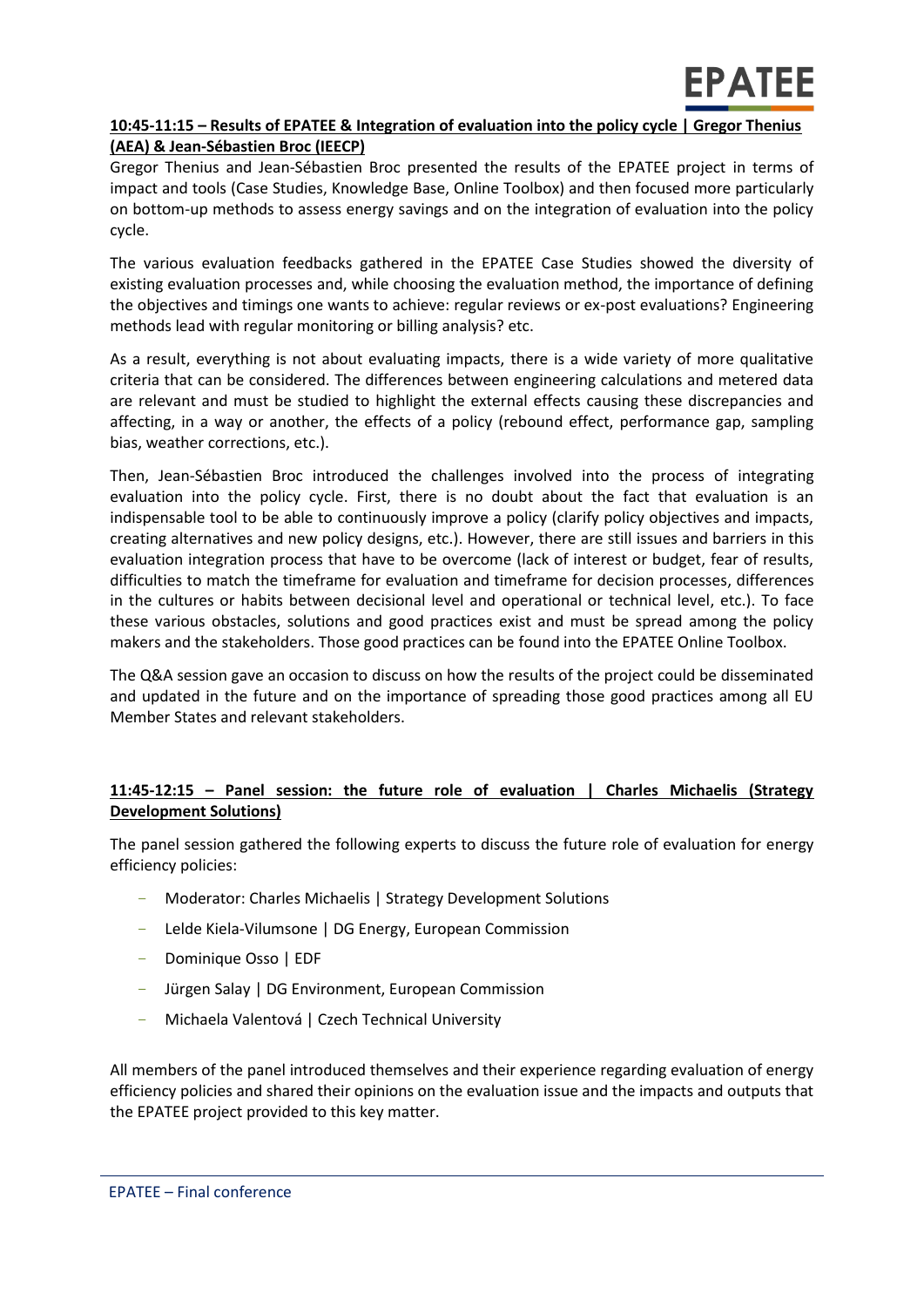**10:45-11:15 – Results of EPATEE & Integration of evaluation into the policy cycle | Gregor Thenius (AEA) & Jean-Sébastien Broc (IEECP)**

Gregor Thenius and Jean-Sébastien Broc presented the results of the EPATEE project in terms of impact and tools (Case Studies, Knowledge Base, Online Toolbox) and then focused more particularly on bottom-up methods to assess energy savings and on the integration of evaluation into the policy cycle.

The various evaluation feedbacks gathered in the EPATEE Case Studies showed the diversity of existing evaluation processes and, while choosing the evaluation method, the importance of defining the objectives and timings one wants to achieve: regular reviews or ex-post evaluations? Engineering methods lead with regular monitoring or billing analysis? etc.

As a result, everything is not about evaluating impacts, there is a wide variety of more qualitative criteria that can be considered. The differences between engineering calculations and metered data are relevant and must be studied to highlight the external effects causing these discrepancies and affecting, in a way or another, the effects of a policy (rebound effect, performance gap, sampling bias, weather corrections, etc.).

Then, Jean-Sébastien Broc introduced the challenges involved into the process of integrating evaluation into the policy cycle. First, there is no doubt about the fact that evaluation is an indispensable tool to be able to continuously improve a policy (clarify policy objectives and impacts, creating alternatives and new policy designs, etc.). However, there are still issues and barriers in this evaluation integration process that have to be overcome (lack of interest or budget, fear of results, difficulties to match the timeframe for evaluation and timeframe for decision processes, differences in the cultures or habits between decisional level and operational or technical level, etc.). To face these various obstacles, solutions and good practices exist and must be spread among the policy makers and the stakeholders. Those good practices can be found into the EPATEE Online Toolbox.

The Q&A session gave an occasion to discuss on how the results of the project could be disseminated and updated in the future and on the importance of spreading those good practices among all EU Member States and relevant stakeholders.

**11:45-12:15 – Panel session: the future role of evaluation | Charles Michaelis (Strategy Development Solutions)**

The panel session gathered the following experts to discuss the future role of evaluation for energy efficiency policies:

- Moderator: Charles Michaelis | Strategy Development Solutions
- Lelde Kiela-Vilumsone | DG Energy, European Commission
- Dominique Osso | EDF
- Jürgen Salay | DG Environment, European Commission
- Michaela Valentová | Czech Technical University

All members of the panel introduced themselves and their experience regarding evaluation of energy efficiency policies and shared their opinions on the evaluation issue and the impacts and outputs that the EPATEE project provided to this key matter.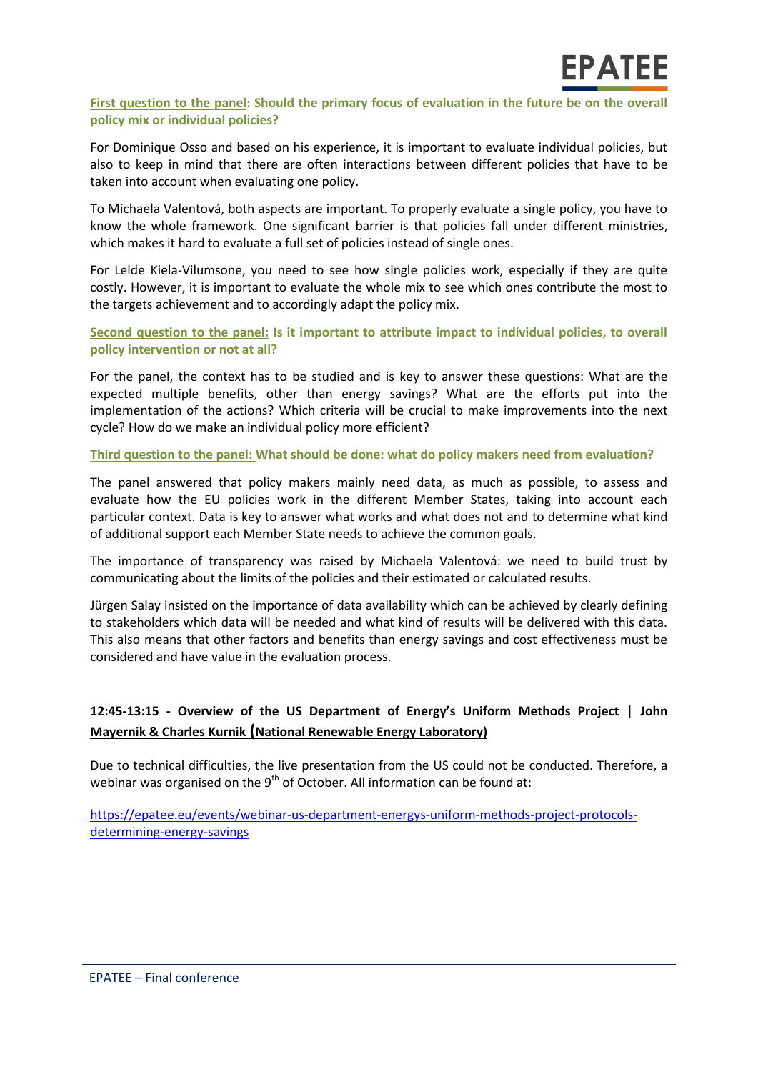**First question to the panel: Should the primary focus of evaluation in the future be on the overall policy mix or individual policies?**

For Dominique Osso and based on his experience, it is important to evaluate individual policies, but also to keep in mind that there are often interactions between different policies that have to be taken into account when evaluating one policy.

To Michaela Valentová, both aspects are important. To properly evaluate a single policy, you have to know the whole framework. One significant barrier is that policies fall under different ministries, which makes it hard to evaluate a full set of policies instead of single ones.

For Lelde Kiela-Vilumsone, you need to see how single policies work, especially if they are quite costly. However, it is important to evaluate the whole mix to see which ones contribute the most to the targets achievement and to accordingly adapt the policy mix.

**Second question to the panel: Is it important to attribute impact to individual policies, to overall policy intervention or not at all?**

For the panel, the context has to be studied and is key to answer these questions: What are the expected multiple benefits, other than energy savings? What are the efforts put into the implementation of the actions? Which criteria will be crucial to make improvements into the next cycle? How do we make an individual policy more efficient?

**Third question to the panel: What should be done: what do policy makers need from evaluation?**

The panel answered that policy makers mainly need data, as much as possible, to assess and evaluate how the EU policies work in the different Member States, taking into account each particular context. Data is key to answer what works and what does not and to determine what kind of additional support each Member State needs to achieve the common goals.

The importance of transparency was raised by Michaela Valentová: we need to build trust by communicating about the limits of the policies and their estimated or calculated results.

Jürgen Salay insisted on the importance of data availability which can be achieved by clearly defining to stakeholders which data will be needed and what kind of results will be delivered with this data. This also means that other factors and benefits than energy savings and cost effectiveness must be considered and have value in the evaluation process.

**12:45-13:15 - Overview of the US Department of Energy's Uniform Methods Project | John Mayernik & Charles Kurnik (National Renewable Energy Laboratory)**

Due to technical difficulties, the live presentation from the US could not be conducted. Therefore, a webinar was organised on the 9th of October. All information can be found at:

https://epatee.eu/events/webinar-us-department-energys-uniform-methods-project-protocols-determining-energy-savings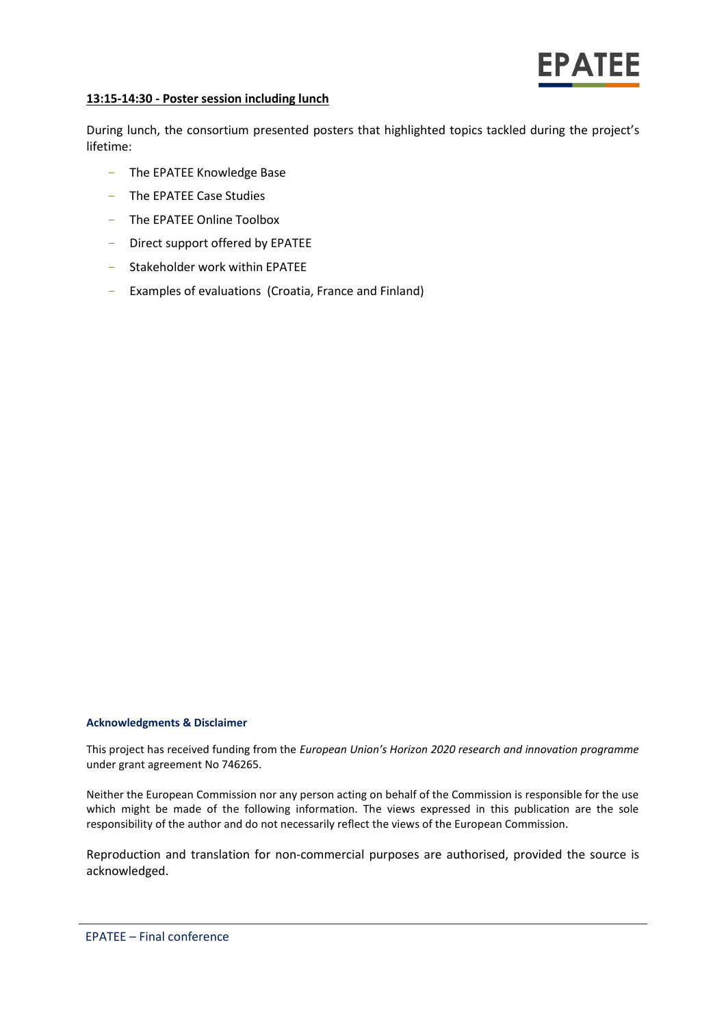**13:15-14:30 - Poster session including lunch**

During lunch, the consortium presented posters that highlighted topics tackled during the project's lifetime:

- The EPATEE Knowledge Base
- The EPATEE Case Studies
- The EPATEE Online Toolbox
- Direct support offered by EPATEE
- Stakeholder work within EPATEE
- Examples of evaluations (Croatia, France and Finland)

**Acknowledgments & Disclaimer**

This project has received funding from the *European Union's Horizon 2020 research and innovation programme* under grant agreement No 746265.

Neither the European Commission nor any person acting on behalf of the Commission is responsible for the use which might be made of the following information. The views expressed in this publication are the sole responsibility of the author and do not necessarily reflect the views of the European Commission.

Reproduction and translation for non-commercial purposes are authorised, provided the source is acknowledged.